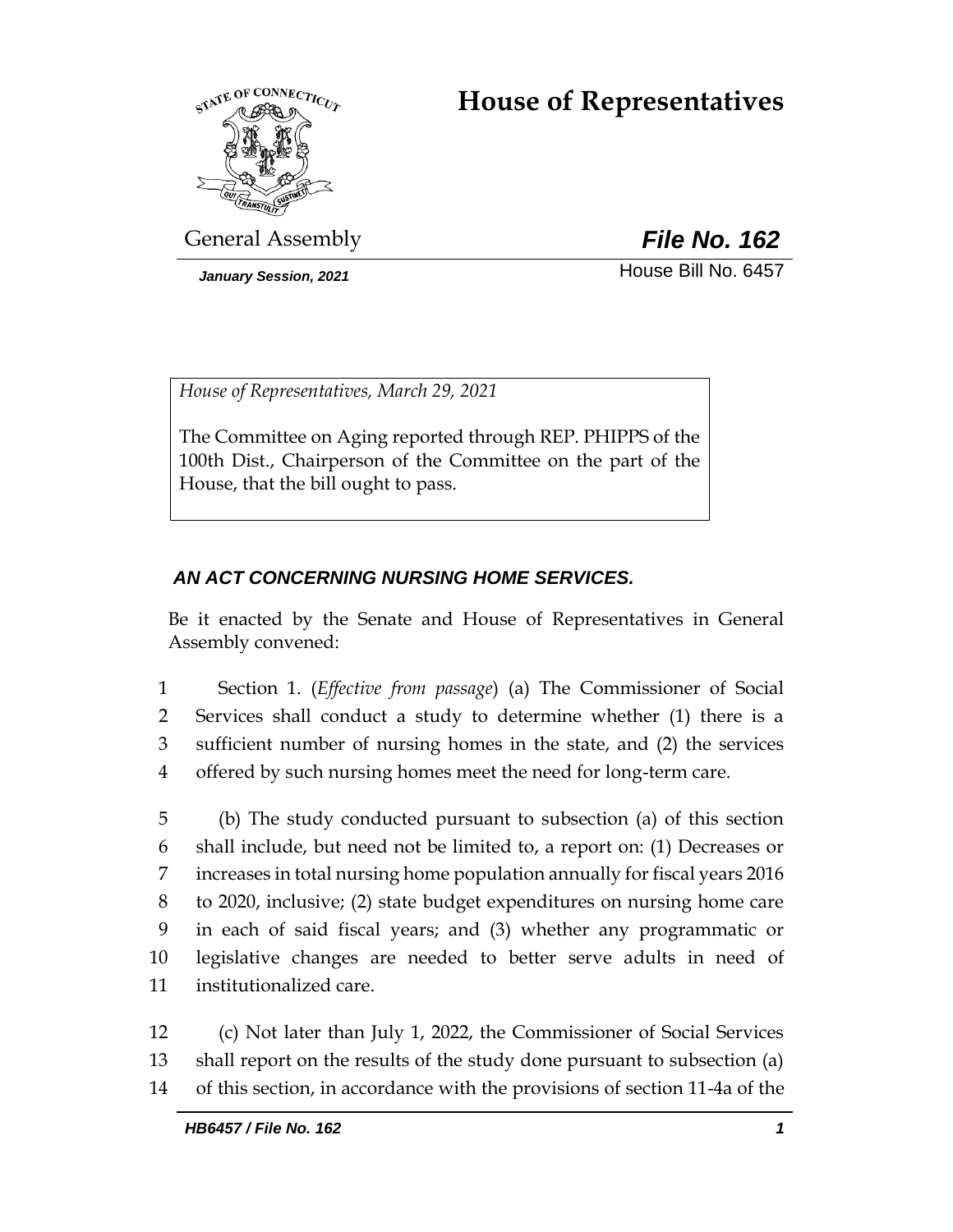# House of Representatives

General Assembly

***File No. 162***

*January Session, 2021*

House Bill No. 6457

*House of Representatives, March 29, 2021*

The Committee on Aging reported through REP. PHIPPS of the 100th Dist., Chairperson of the Committee on the part of the House, that the bill ought to pass.

***AN ACT CONCERNING NURSING HOME SERVICES.***

Be it enacted by the Senate and House of Representatives in General Assembly convened:

1 Section 1. (*Effective from passage*) (a) The Commissioner of Social
2 Services shall conduct a study to determine whether (1) there is a
3 sufficient number of nursing homes in the state, and (2) the services
4 offered by such nursing homes meet the need for long-term care.

5 (b) The study conducted pursuant to subsection (a) of this section
6 shall include, but need not be limited to, a report on: (1) Decreases or
7 increases in total nursing home population annually for fiscal years 2016
8 to 2020, inclusive; (2) state budget expenditures on nursing home care
9 in each of said fiscal years; and (3) whether any programmatic or
10 legislative changes are needed to better serve adults in need of
11 institutionalized care.

12 (c) Not later than July 1, 2022, the Commissioner of Social Services
13 shall report on the results of the study done pursuant to subsection (a)
14 of this section, in accordance with the provisions of section 11-4a of the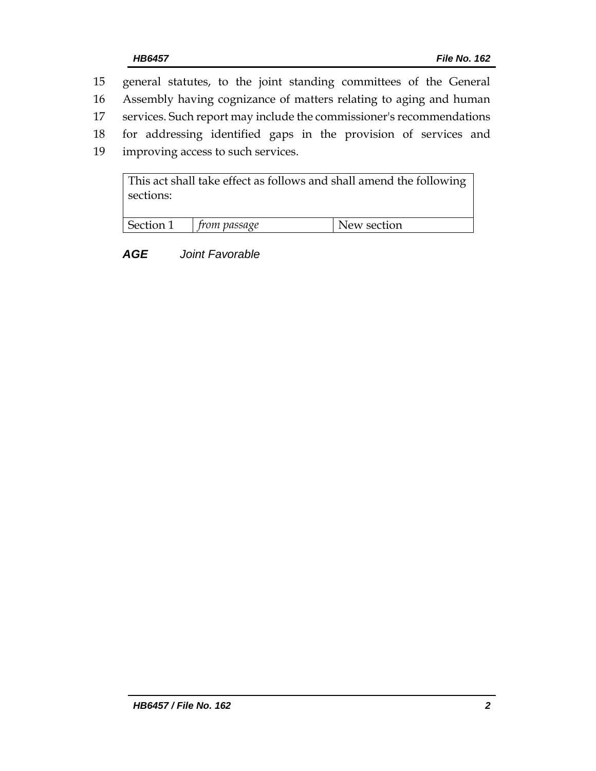15 general statutes, to the joint standing committees of the General
16 Assembly having cognizance of matters relating to aging and human
17 services. Such report may include the commissioner's recommendations
18 for addressing identified gaps in the provision of services and
19 improving access to such services.

| This act shall take effect as follows and shall amend the following sections: | | |
|---|---|---|
| Section 1 | *from passage* | New section |

***AGE*** *Joint Favorable*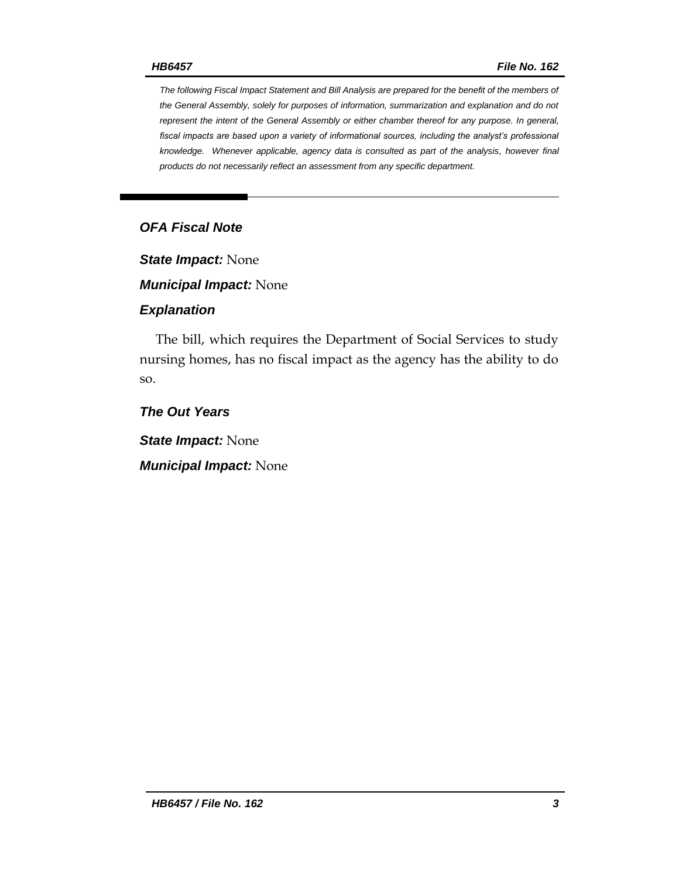*The following Fiscal Impact Statement and Bill Analysis are prepared for the benefit of the members of the General Assembly, solely for purposes of information, summarization and explanation and do not represent the intent of the General Assembly or either chamber thereof for any purpose. In general, fiscal impacts are based upon a variety of informational sources, including the analyst's professional knowledge. Whenever applicable, agency data is consulted as part of the analysis, however final products do not necessarily reflect an assessment from any specific department.*

## *OFA Fiscal Note*

***State Impact:*** None

***Municipal Impact:*** None

### *Explanation*

The bill, which requires the Department of Social Services to study nursing homes, has no fiscal impact as the agency has the ability to do so.

### *The Out Years*

***State Impact:*** None

***Municipal Impact:*** None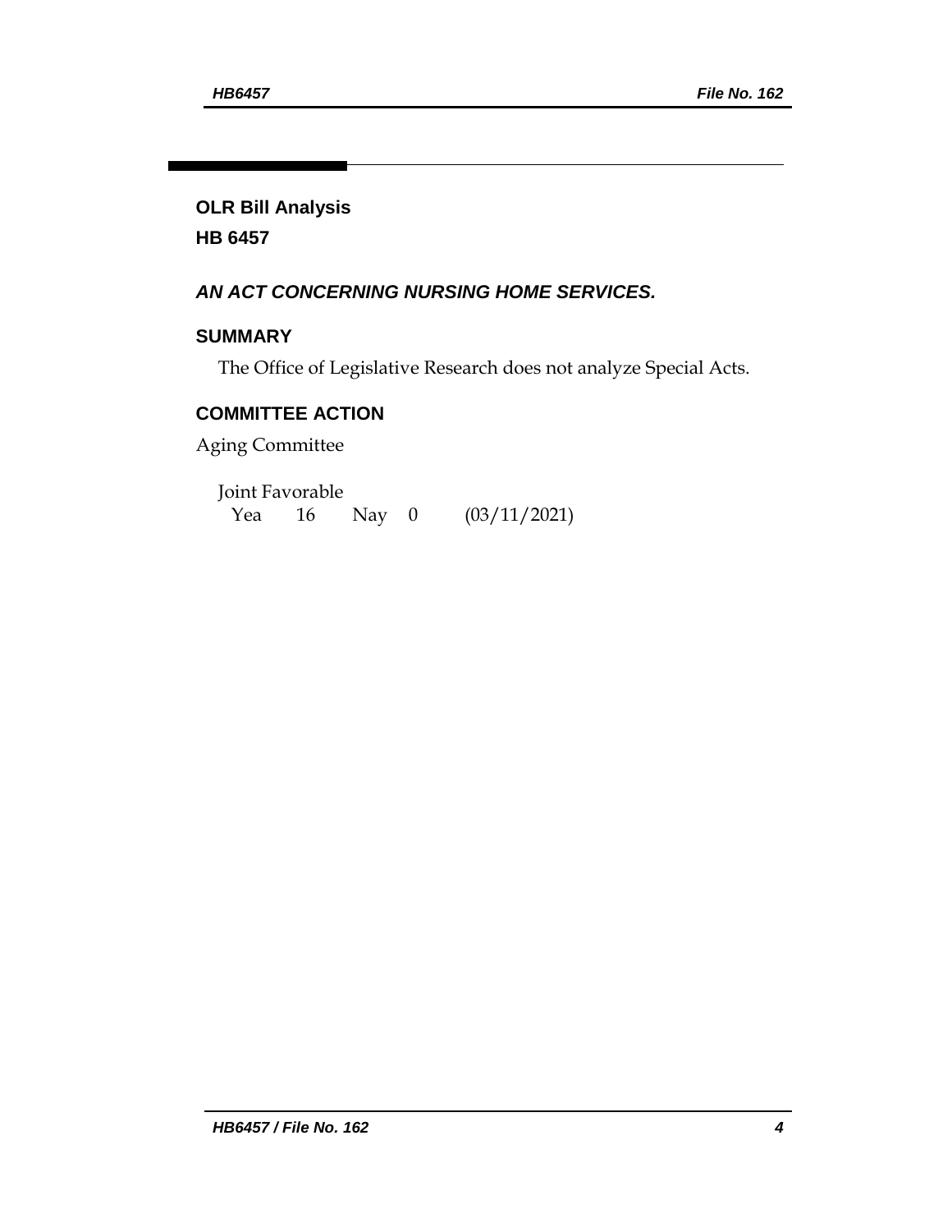## OLR Bill Analysis
## HB 6457

### *AN ACT CONCERNING NURSING HOME SERVICES.*

### SUMMARY

The Office of Legislative Research does not analyze Special Acts.

### COMMITTEE ACTION

Aging Committee

Joint Favorable
Yea 16 Nay 0 (03/11/2021)